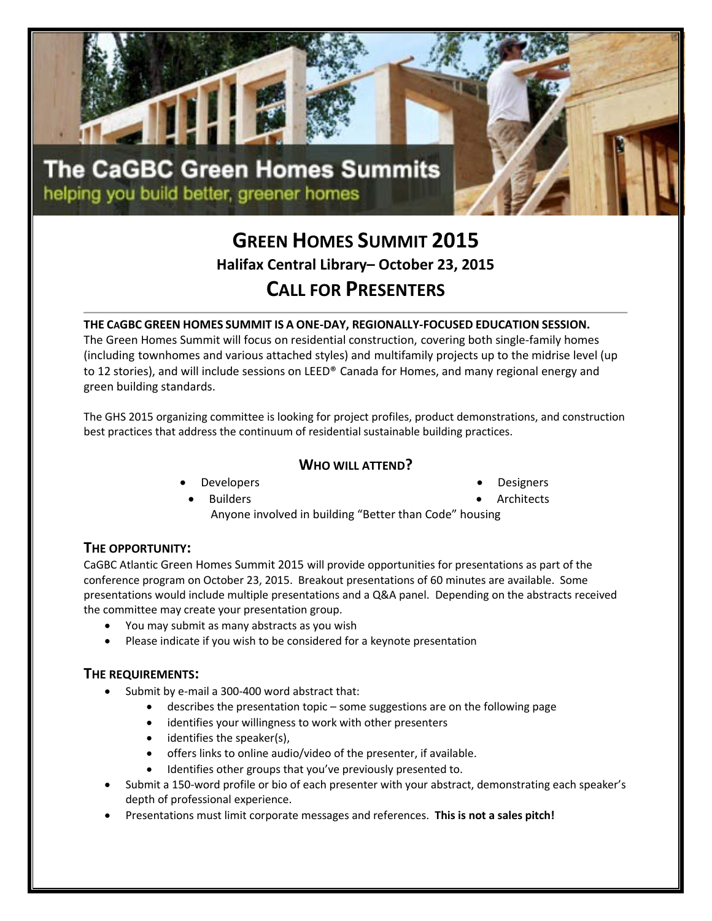The CaGBC Green Homes Summits

helping you build better, greener homes

# GREEN HOMES SUMMIT 2015

### Halifax Central Library– October 23, 2015

## CALL FOR PRESENTERS

**THE CAGBC GREEN HOMES SUMMIT IS A ONE-DAY, REGIONALLY-FOCUSED EDUCATION SESSION.**
The Green Homes Summit will focus on residential construction, covering both single-family homes (including townhomes and various attached styles) and multifamily projects up to the midrise level (up to 12 stories), and will include sessions on LEED® Canada for Homes, and many regional energy and green building standards.

The GHS 2015 organizing committee is looking for project profiles, product demonstrations, and construction best practices that address the continuum of residential sustainable building practices.

### WHO WILL ATTEND?

- Developers
- Builders
- Designers
- Architects

Anyone involved in building "Better than Code" housing

### THE OPPORTUNITY:

CaGBC Atlantic Green Homes Summit 2015 will provide opportunities for presentations as part of the conference program on October 23, 2015. Breakout presentations of 60 minutes are available. Some presentations would include multiple presentations and a Q&A panel. Depending on the abstracts received the committee may create your presentation group.

- You may submit as many abstracts as you wish
- Please indicate if you wish to be considered for a keynote presentation

### THE REQUIREMENTS:

- Submit by e-mail a 300-400 word abstract that:
  - describes the presentation topic – some suggestions are on the following page
  - identifies your willingness to work with other presenters
  - identifies the speaker(s),
  - offers links to online audio/video of the presenter, if available.
  - Identifies other groups that you've previously presented to.
- Submit a 150-word profile or bio of each presenter with your abstract, demonstrating each speaker's depth of professional experience.
- Presentations must limit corporate messages and references. **This is not a sales pitch!**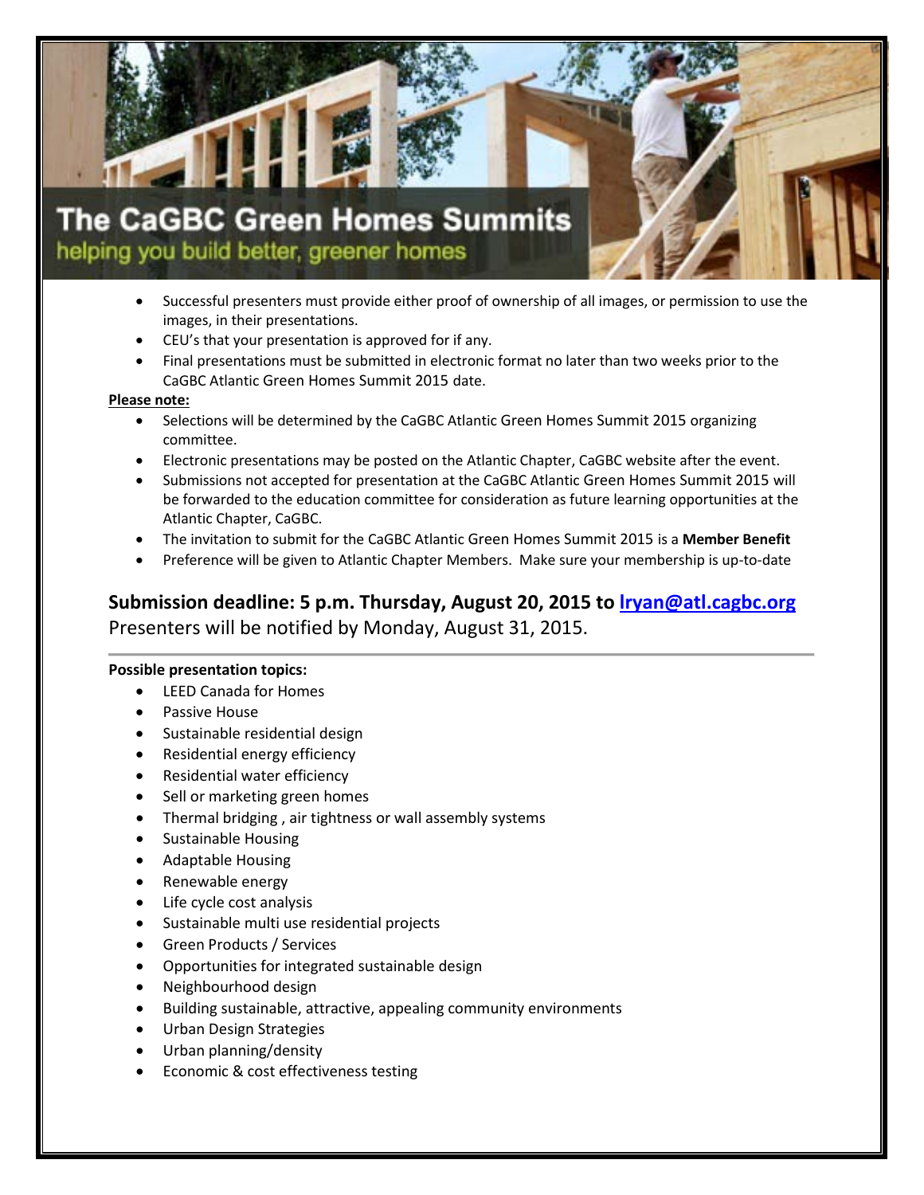# The CaGBC Green Homes Summits

helping you build better, greener homes

- Successful presenters must provide either proof of ownership of all images, or permission to use the images, in their presentations.
- CEU's that your presentation is approved for if any.
- Final presentations must be submitted in electronic format no later than two weeks prior to the CaGBC Atlantic Green Homes Summit 2015 date.

**Please note:**

- Selections will be determined by the CaGBC Atlantic Green Homes Summit 2015 organizing committee.
- Electronic presentations may be posted on the Atlantic Chapter, CaGBC website after the event.
- Submissions not accepted for presentation at the CaGBC Atlantic Green Homes Summit 2015 will be forwarded to the education committee for consideration as future learning opportunities at the Atlantic Chapter, CaGBC.
- The invitation to submit for the CaGBC Atlantic Green Homes Summit 2015 is a **Member Benefit**
- Preference will be given to Atlantic Chapter Members. Make sure your membership is up-to-date

**Submission deadline: 5 p.m. Thursday, August 20, 2015 to lryan@atl.cagbc.org**
Presenters will be notified by Monday, August 31, 2015.

---

**Possible presentation topics:**

- LEED Canada for Homes
- Passive House
- Sustainable residential design
- Residential energy efficiency
- Residential water efficiency
- Sell or marketing green homes
- Thermal bridging , air tightness or wall assembly systems
- Sustainable Housing
- Adaptable Housing
- Renewable energy
- Life cycle cost analysis
- Sustainable multi use residential projects
- Green Products / Services
- Opportunities for integrated sustainable design
- Neighbourhood design
- Building sustainable, attractive, appealing community environments
- Urban Design Strategies
- Urban planning/density
- Economic & cost effectiveness testing